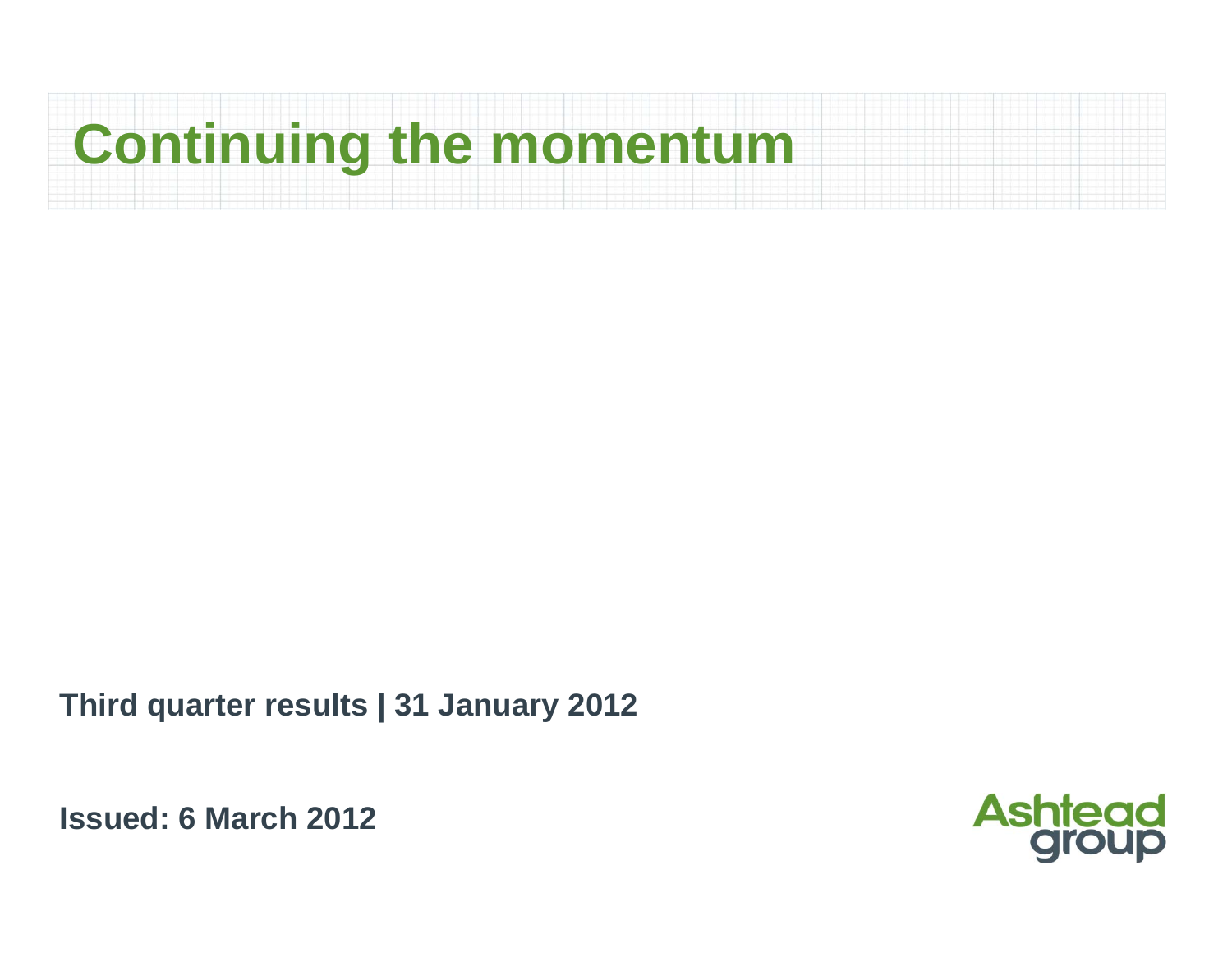# Continuing the momentum

**Third quarter results | 31 January 2012**

**Issued: 6 March 2012**

Ashtead group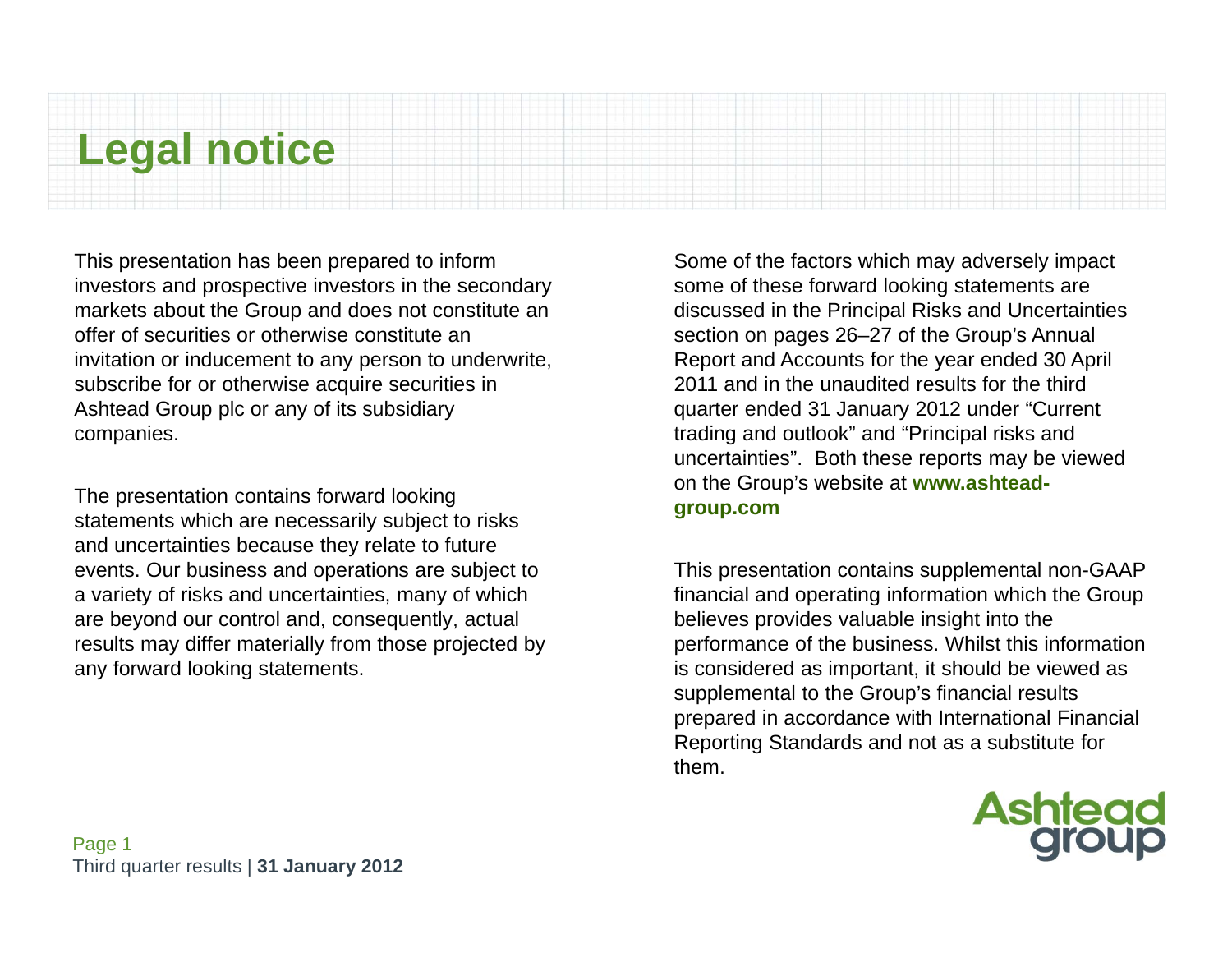# Legal notice

This presentation has been prepared to inform investors and prospective investors in the secondary markets about the Group and does not constitute an offer of securities or otherwise constitute an invitation or inducement to any person to underwrite, subscribe for or otherwise acquire securities in Ashtead Group plc or any of its subsidiary companies.

The presentation contains forward looking statements which are necessarily subject to risks and uncertainties because they relate to future events. Our business and operations are subject to a variety of risks and uncertainties, many of which are beyond our control and, consequently, actual results may differ materially from those projected by any forward looking statements.

Some of the factors which may adversely impact some of these forward looking statements are discussed in the Principal Risks and Uncertainties section on pages 26–27 of the Group's Annual Report and Accounts for the year ended 30 April 2011 and in the unaudited results for the third quarter ended 31 January 2012 under "Current trading and outlook" and "Principal risks and uncertainties". Both these reports may be viewed on the Group's website at **www.ashtead-group.com**

This presentation contains supplemental non-GAAP financial and operating information which the Group believes provides valuable insight into the performance of the business. Whilst this information is considered as important, it should be viewed as supplemental to the Group's financial results prepared in accordance with International Financial Reporting Standards and not as a substitute for them.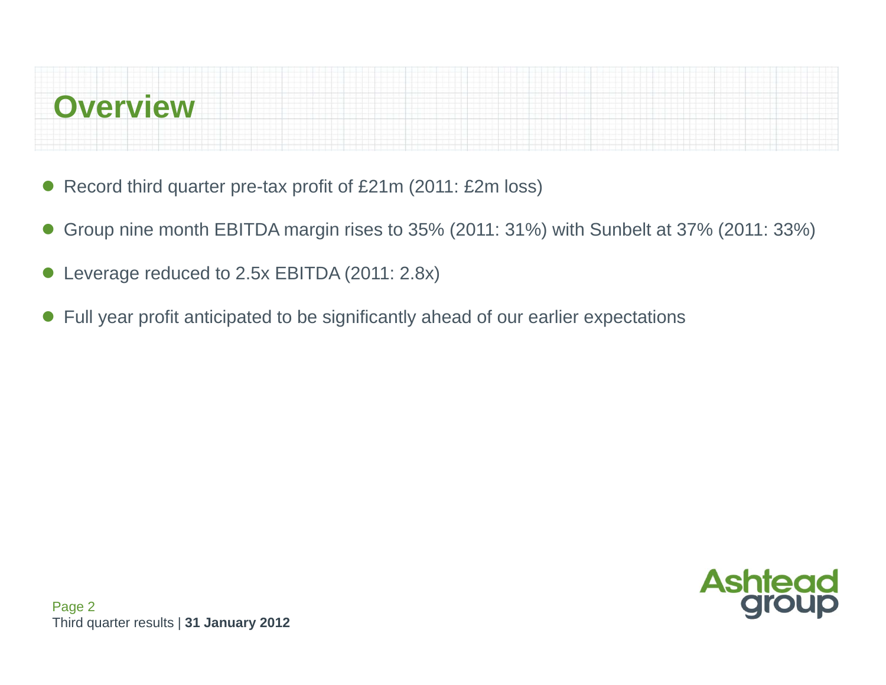# Overview

- Record third quarter pre-tax profit of £21m (2011: £2m loss)
- Group nine month EBITDA margin rises to 35% (2011: 31%) with Sunbelt at 37% (2011: 33%)
- Leverage reduced to 2.5x EBITDA (2011: 2.8x)
- Full year profit anticipated to be significantly ahead of our earlier expectations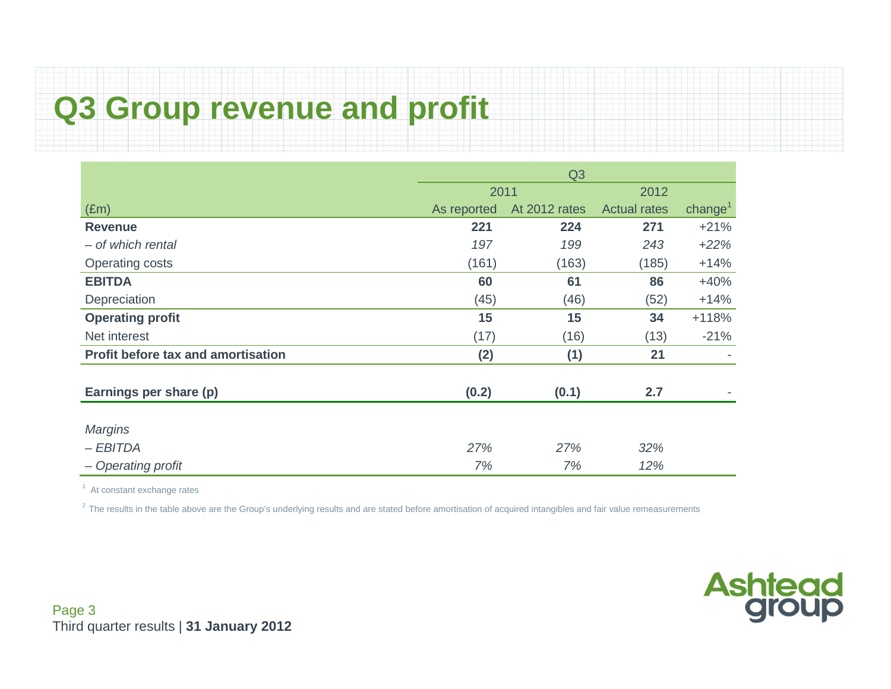# Q3 Group revenue and profit

| | Q3 | | | |
|---|---|---|---|---|
| | 2011 | | 2012 | |
| (£m) | As reported | At 2012 rates | Actual rates | change[1] |
| **Revenue** | **221** | **224** | **271** | +21% |
| *– of which rental* | *197* | *199* | *243* | *+22%* |
| Operating costs | (161) | (163) | (185) | +14% |
| **EBITDA** | **60** | **61** | **86** | +40% |
| Depreciation | (45) | (46) | (52) | +14% |
| **Operating profit** | **15** | **15** | **34** | +118% |
| Net interest | (17) | (16) | (13) | -21% |
| **Profit before tax and amortisation** | **(2)** | **(1)** | **21** | - |
| | | | | |
| **Earnings per share (p)** | **(0.2)** | **(0.1)** | **2.7** | - |
| | | | | |
| *Margins* | | | | |
| *– EBITDA* | *27%* | *27%* | *32%* | |
| *– Operating profit* | *7%* | *7%* | *12%* | |

[1] At constant exchange rates

[2] The results in the table above are the Group's underlying results and are stated before amortisation of acquired intangibles and fair value remeasurements

Ashtead group

Third quarter results | **31 January 2012**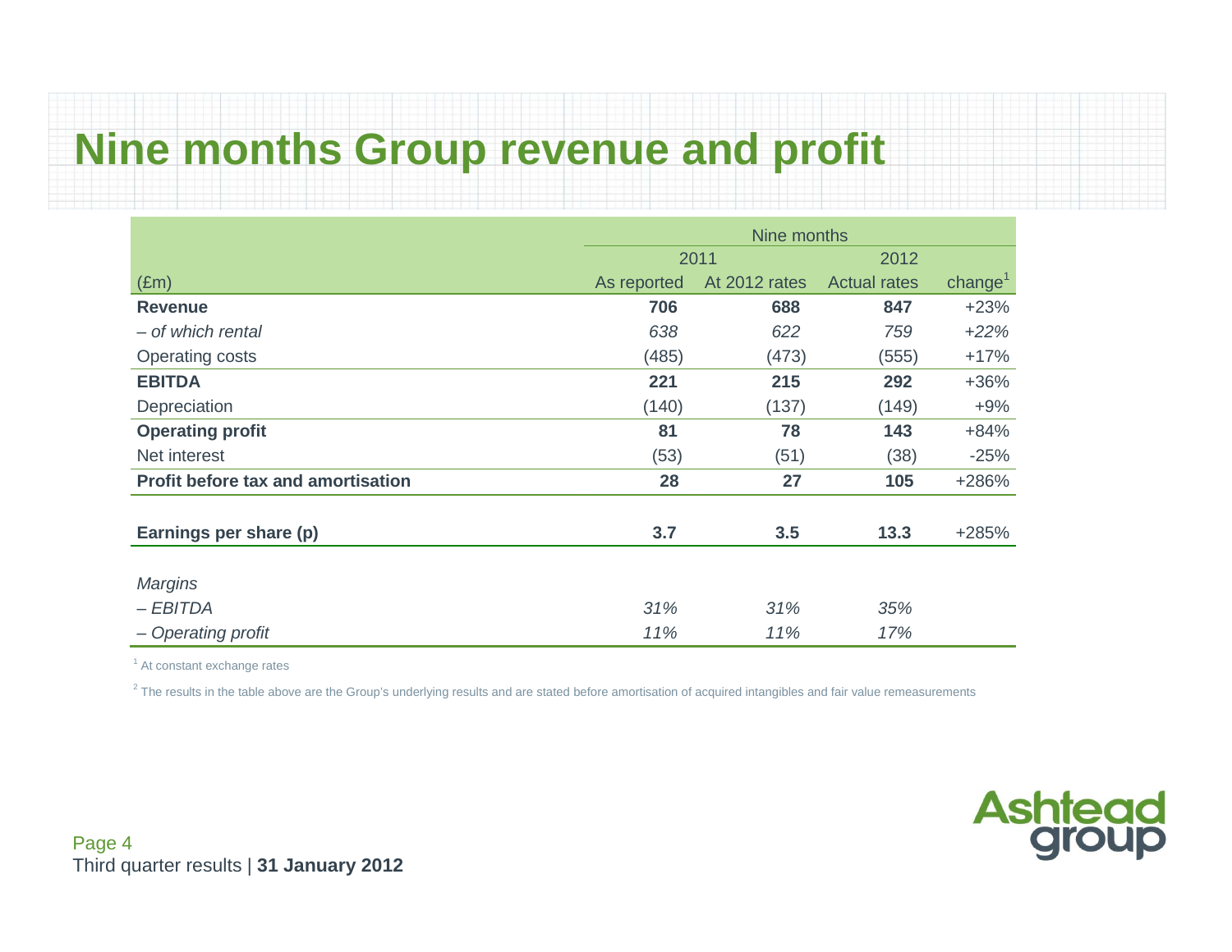# Nine months Group revenue and profit

| | Nine months | | | |
|---|---|---|---|---|
| | 2011 | | 2012 | |
| (£m) | As reported | At 2012 rates | Actual rates | change[1] |
| **Revenue** | **706** | **688** | **847** | +23% |
| *– of which rental* | *638* | *622* | *759* | *+22%* |
| Operating costs | (485) | (473) | (555) | +17% |
| **EBITDA** | **221** | **215** | **292** | +36% |
| Depreciation | (140) | (137) | (149) | +9% |
| **Operating profit** | **81** | **78** | **143** | +84% |
| Net interest | (53) | (51) | (38) | -25% |
| **Profit before tax and amortisation** | **28** | **27** | **105** | +286% |
| | | | | |
| **Earnings per share (p)** | **3.7** | **3.5** | **13.3** | +285% |
| | | | | |
| *Margins* | | | | |
| *– EBITDA* | *31%* | *31%* | *35%* | |
| *– Operating profit* | *11%* | *11%* | *17%* | |

[1] At constant exchange rates

[2] The results in the table above are the Group's underlying results and are stated before amortisation of acquired intangibles and fair value remeasurements

Third quarter results | **31 January 2012**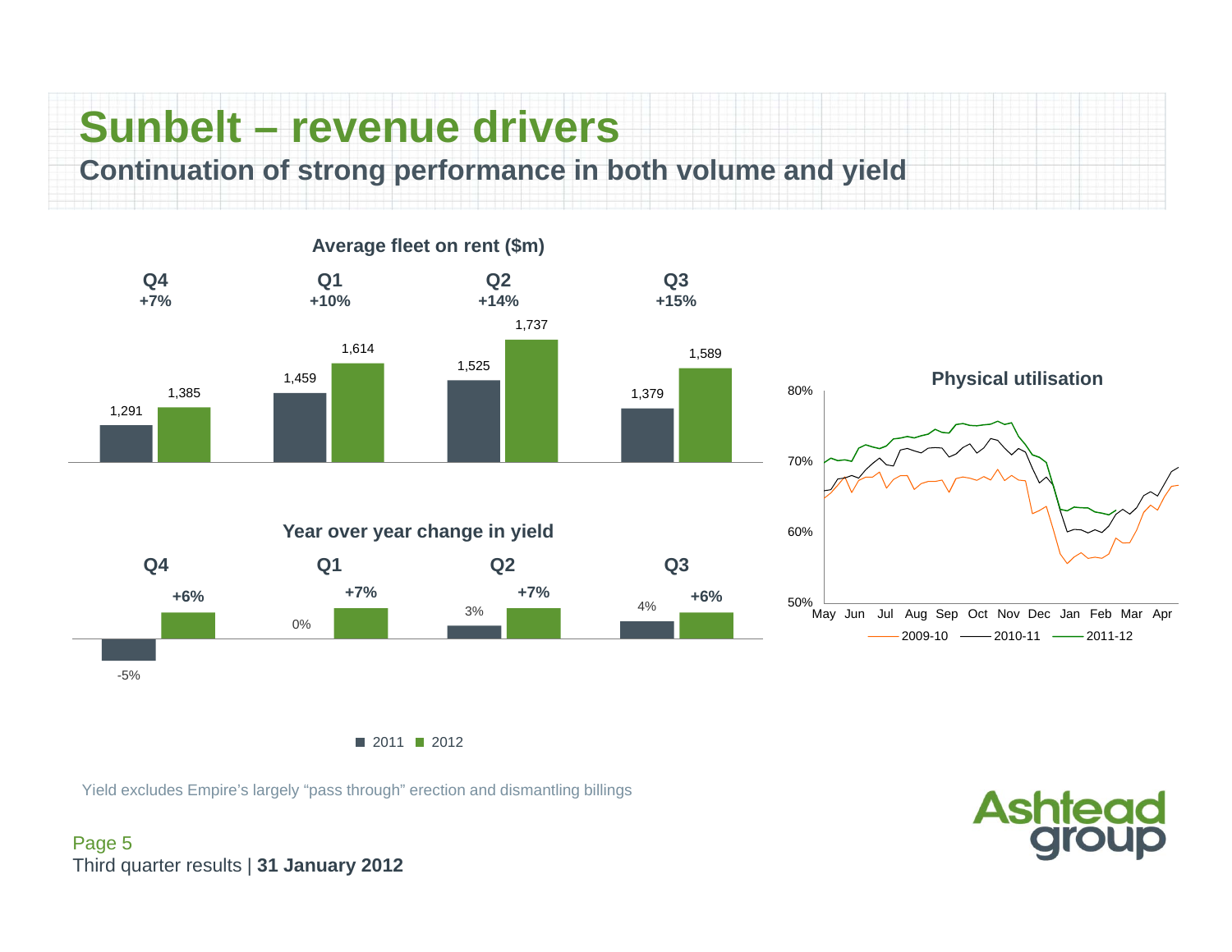# Sunbelt – revenue drivers

## Continuation of strong performance in both volume and yield

**Average fleet on rent ($m)**

| | Q4 +7% | Q1 +10% | Q2 +14% | Q3 +15% |
|---|---|---|---|---|
| 2011 | 1,291 | 1,459 | 1,525 | 1,379 |
| 2012 | 1,385 | 1,614 | 1,737 | 1,589 |

**Year over year change in yield**

| | Q4 | Q1 | Q2 | Q3 |
|---|---|---|---|---|
| 2011 | -5% | 0% | 3% | 4% |
| 2012 | +6% | +7% | +7% | +6% |

**Physical utilisation**

(Chart: monthly physical utilisation May–Apr, 50%–80%, for 2009-10, 2010-11, 2011-12)

Yield excludes Empire's largely "pass through" erection and dismantling billings

Third quarter results | **31 January 2012**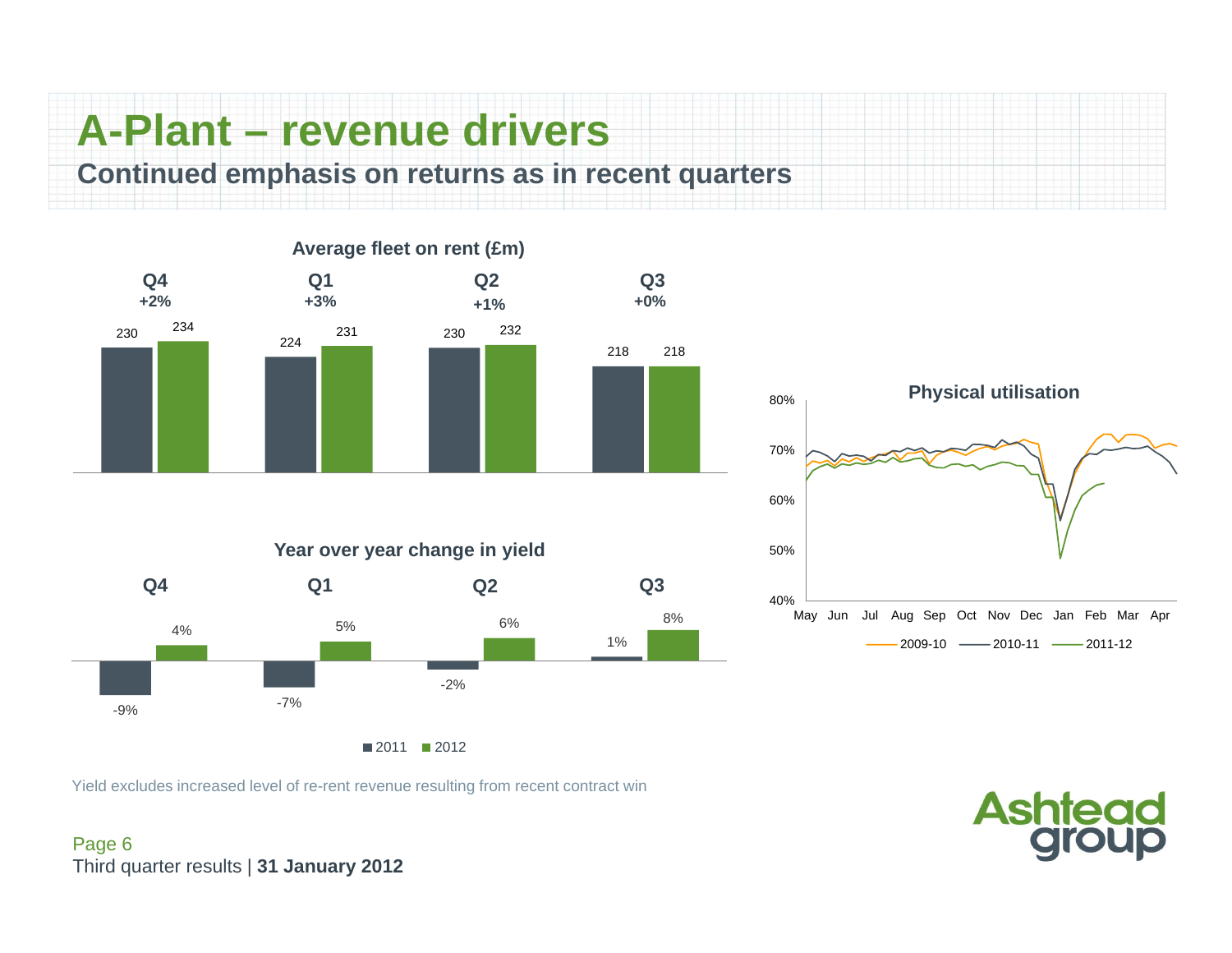# A-Plant – revenue drivers

## Continued emphasis on returns as in recent quarters

**Average fleet on rent (£m)**

| | Q4 | Q1 | Q2 | Q3 |
|---|---|---|---|---|
| Change | +2% | +3% | +1% | +0% |
| 2011 | 230 | 224 | 230 | 218 |
| 2012 | 234 | 231 | 232 | 218 |

**Year over year change in yield**

| | Q4 | Q1 | Q2 | Q3 |
|---|---|---|---|---|
| 2011 | -9% | -7% | -2% | 1% |
| 2012 | 4% | 5% | 6% | 8% |

**Physical utilisation**

(Chart: monthly physical utilisation May–Apr, 40%–80%, for 2009-10, 2010-11, 2011-12)

Yield excludes increased level of re-rent revenue resulting from recent contract win

Third quarter results | **31 January 2012**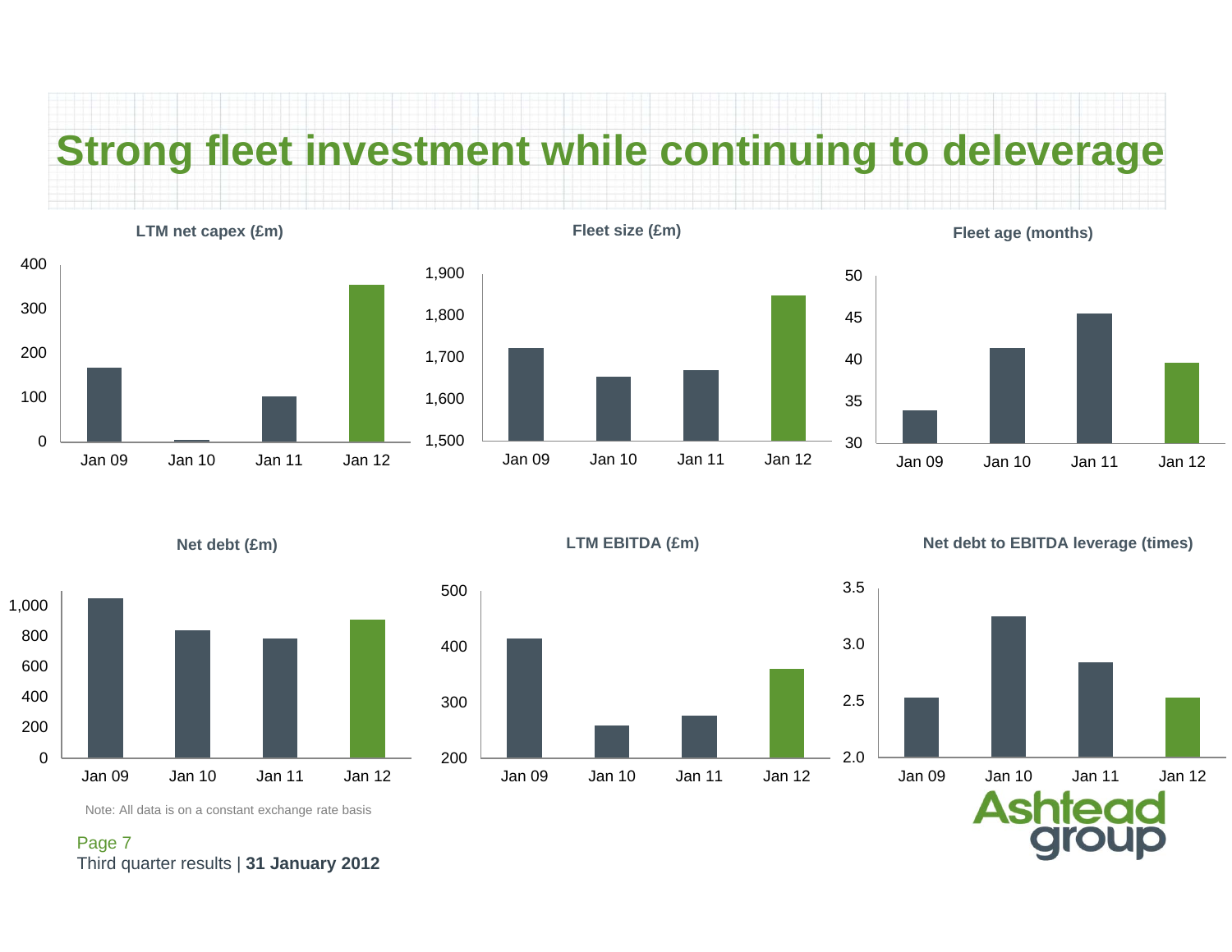# Strong fleet investment while continuing to deleverage

**LTM net capex (£m)**

**Fleet size (£m)**

**Fleet age (months)**

**Net debt (£m)**

**LTM EBITDA (£m)**

**Net debt to EBITDA leverage (times)**

Note: All data is on a constant exchange rate basis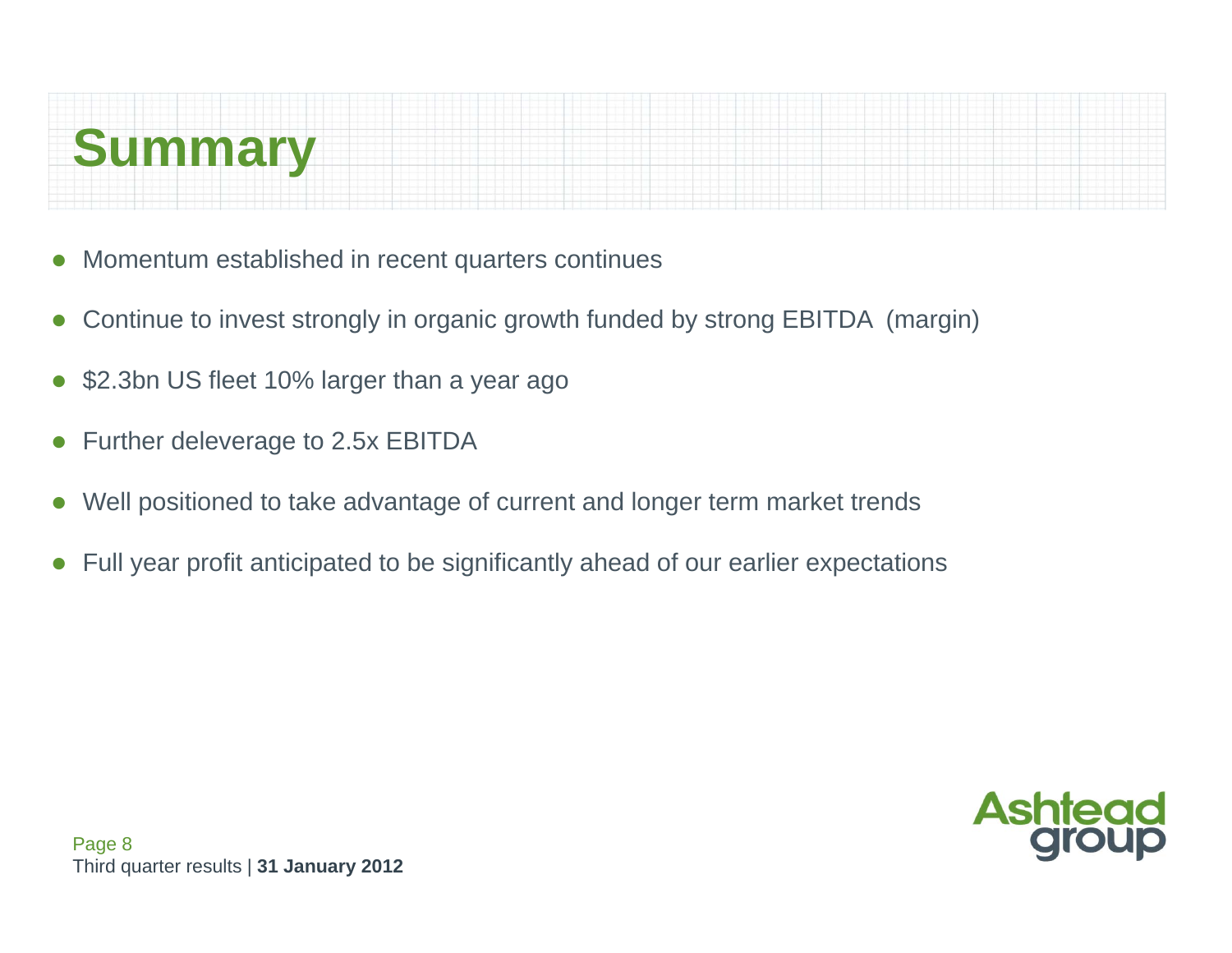# Summary

- Momentum established in recent quarters continues
- Continue to invest strongly in organic growth funded by strong EBITDA (margin)
- $2.3bn US fleet 10% larger than a year ago
- Further deleverage to 2.5x EBITDA
- Well positioned to take advantage of current and longer term market trends
- Full year profit anticipated to be significantly ahead of our earlier expectations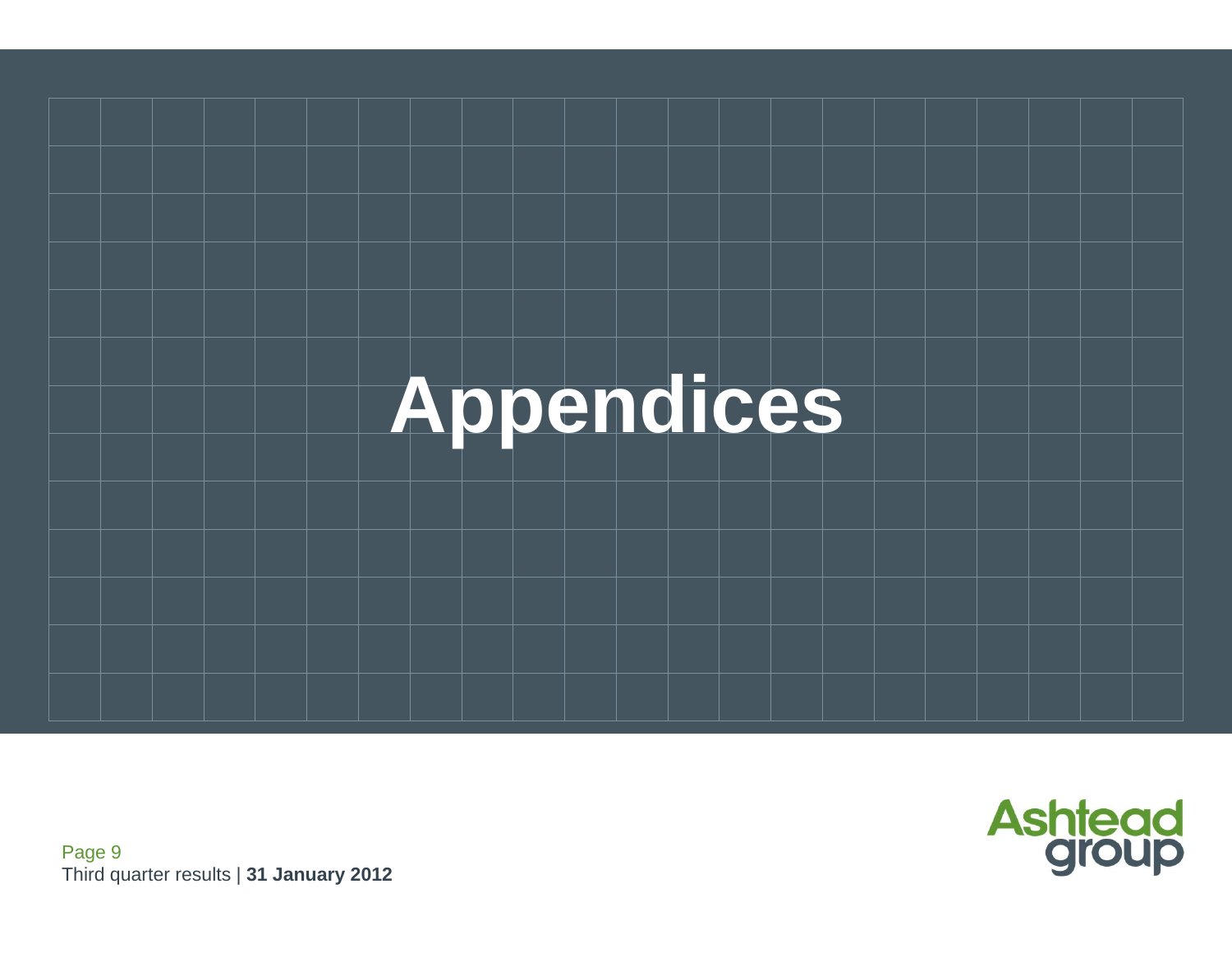# Appendices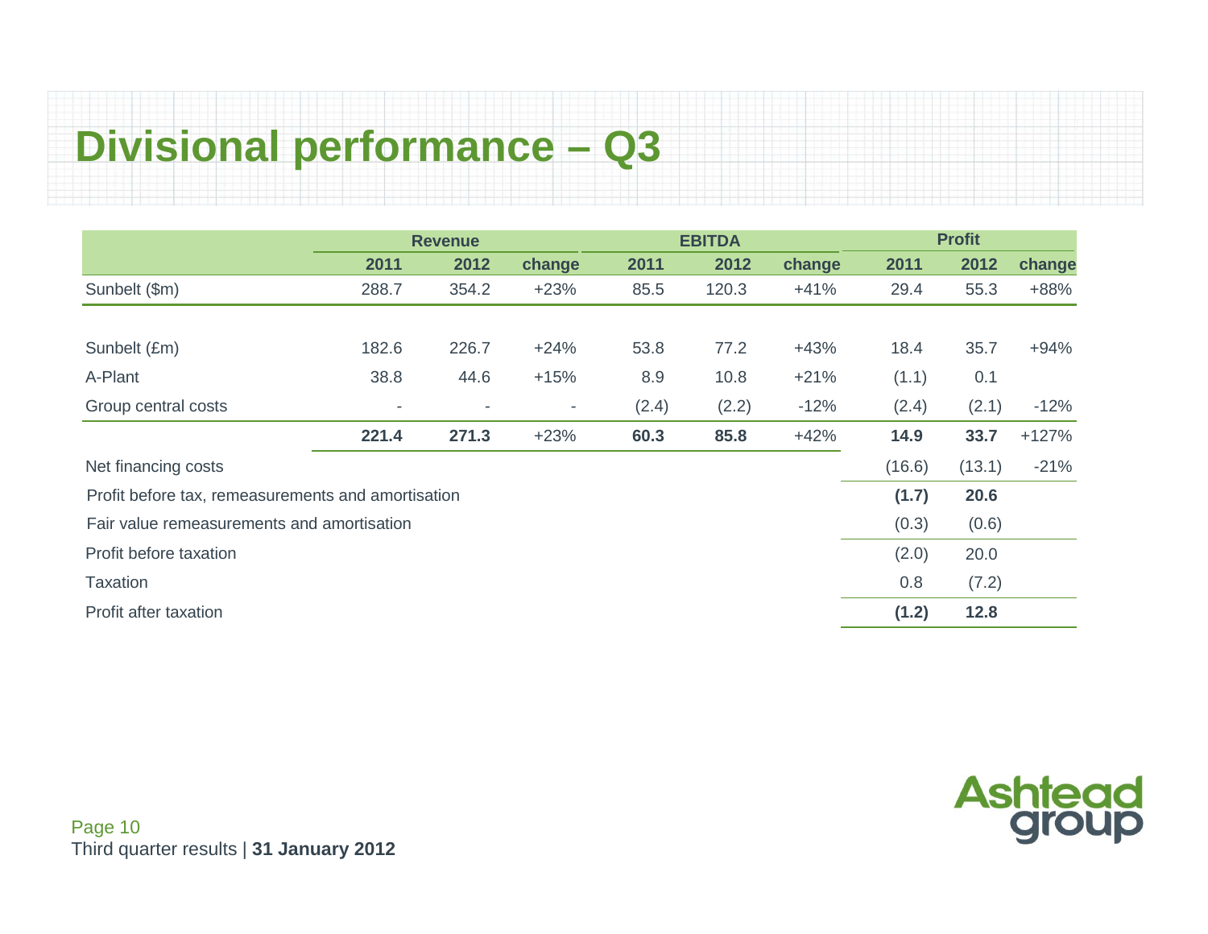# Divisional performance – Q3

| | Revenue | | | EBITDA | | | Profit | | |
|---|---|---|---|---|---|---|---|---|---|
| | 2011 | 2012 | change | 2011 | 2012 | change | 2011 | 2012 | change |
| Sunbelt ($m) | 288.7 | 354.2 | +23% | 85.5 | 120.3 | +41% | 29.4 | 55.3 | +88% |
| | | | | | | | | | |
| Sunbelt (£m) | 182.6 | 226.7 | +24% | 53.8 | 77.2 | +43% | 18.4 | 35.7 | +94% |
| A-Plant | 38.8 | 44.6 | +15% | 8.9 | 10.8 | +21% | (1.1) | 0.1 | |
| Group central costs | - | - | - | (2.4) | (2.2) | -12% | (2.4) | (2.1) | -12% |
| | **221.4** | **271.3** | +23% | **60.3** | **85.8** | +42% | **14.9** | **33.7** | +127% |
| Net financing costs | | | | | | | (16.6) | (13.1) | -21% |
| Profit before tax, remeasurements and amortisation | | | | | | | **(1.7)** | **20.6** | |
| Fair value remeasurements and amortisation | | | | | | | (0.3) | (0.6) | |
| Profit before taxation | | | | | | | (2.0) | 20.0 | |
| Taxation | | | | | | | 0.8 | (7.2) | |
| Profit after taxation | | | | | | | **(1.2)** | **12.8** | |

Third quarter results | **31 January 2012**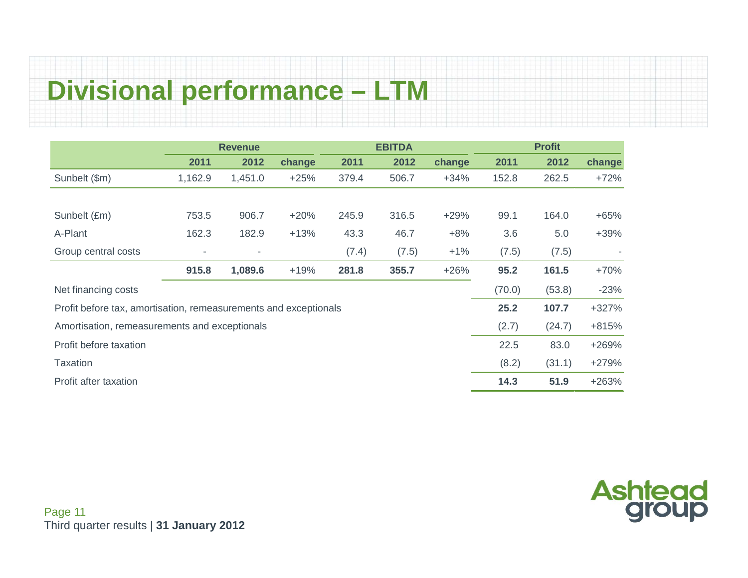# Divisional performance – LTM

| | Revenue | | | EBITDA | | | Profit | | |
|---|---|---|---|---|---|---|---|---|---|
| | **2011** | **2012** | **change** | **2011** | **2012** | **change** | **2011** | **2012** | **change** |
| Sunbelt ($m) | 1,162.9 | 1,451.0 | +25% | 379.4 | 506.7 | +34% | 152.8 | 262.5 | +72% |
| | | | | | | | | | |
| Sunbelt (£m) | 753.5 | 906.7 | +20% | 245.9 | 316.5 | +29% | 99.1 | 164.0 | +65% |
| A-Plant | 162.3 | 182.9 | +13% | 43.3 | 46.7 | +8% | 3.6 | 5.0 | +39% |
| Group central costs | - | - | | (7.4) | (7.5) | +1% | (7.5) | (7.5) | - |
| | **915.8** | **1,089.6** | +19% | **281.8** | **355.7** | +26% | **95.2** | **161.5** | +70% |
| Net financing costs | | | | | | | (70.0) | (53.8) | -23% |
| Profit before tax, amortisation, remeasurements and exceptionals | | | | | | | **25.2** | **107.7** | +327% |
| Amortisation, remeasurements and exceptionals | | | | | | | (2.7) | (24.7) | +815% |
| Profit before taxation | | | | | | | 22.5 | 83.0 | +269% |
| Taxation | | | | | | | (8.2) | (31.1) | +279% |
| Profit after taxation | | | | | | | **14.3** | **51.9** | +263% |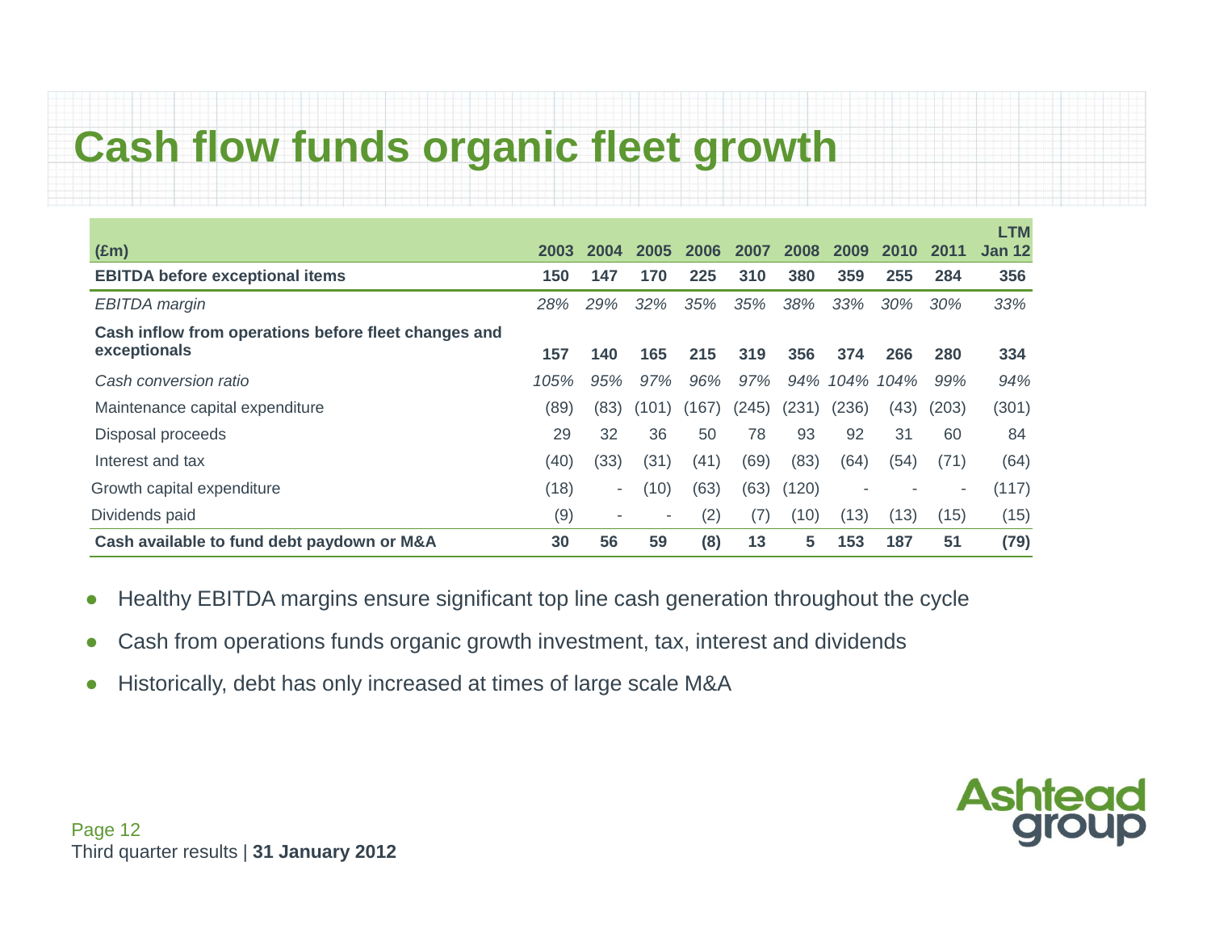# Cash flow funds organic fleet growth

| (£m) | 2003 | 2004 | 2005 | 2006 | 2007 | 2008 | 2009 | 2010 | 2011 | LTM Jan 12 |
|---|---|---|---|---|---|---|---|---|---|---|
| **EBITDA before exceptional items** | **150** | **147** | **170** | **225** | **310** | **380** | **359** | **255** | **284** | **356** |
| *EBITDA margin* | *28%* | *29%* | *32%* | *35%* | *35%* | *38%* | *33%* | *30%* | *30%* | *33%* |
| **Cash inflow from operations before fleet changes and exceptionals** | **157** | **140** | **165** | **215** | **319** | **356** | **374** | **266** | **280** | **334** |
| *Cash conversion ratio* | *105%* | *95%* | *97%* | *96%* | *97%* | *94%* | *104%* | *104%* | *99%* | *94%* |
| Maintenance capital expenditure | (89) | (83) | (101) | (167) | (245) | (231) | (236) | (43) | (203) | (301) |
| Disposal proceeds | 29 | 32 | 36 | 50 | 78 | 93 | 92 | 31 | 60 | 84 |
| Interest and tax | (40) | (33) | (31) | (41) | (69) | (83) | (64) | (54) | (71) | (64) |
| Growth capital expenditure | (18) | - | (10) | (63) | (63) | (120) | - | - | - | (117) |
| Dividends paid | (9) | - | - | (2) | (7) | (10) | (13) | (13) | (15) | (15) |
| **Cash available to fund debt paydown or M&A** | **30** | **56** | **59** | **(8)** | **13** | **5** | **153** | **187** | **51** | **(79)** |

- Healthy EBITDA margins ensure significant top line cash generation throughout the cycle
- Cash from operations funds organic growth investment, tax, interest and dividends
- Historically, debt has only increased at times of large scale M&A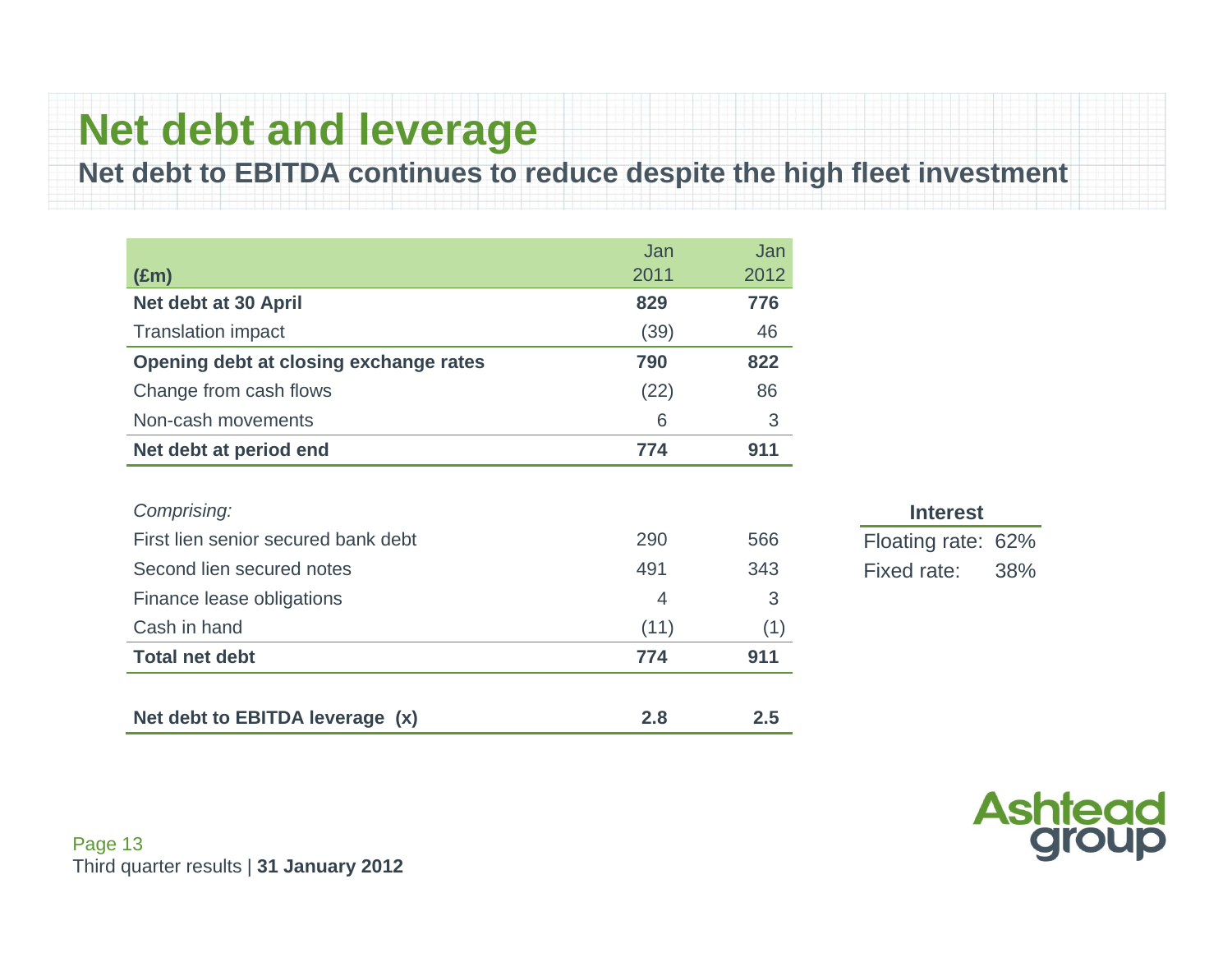# Net debt and leverage

## Net debt to EBITDA continues to reduce despite the high fleet investment

| (£m) | Jan 2011 | Jan 2012 |
|---|---|---|
| **Net debt at 30 April** | **829** | **776** |
| Translation impact | (39) | 46 |
| **Opening debt at closing exchange rates** | **790** | **822** |
| Change from cash flows | (22) | 86 |
| Non-cash movements | 6 | 3 |
| **Net debt at period end** | **774** | **911** |
| | | |
| *Comprising:* | | |
| First lien senior secured bank debt | 290 | 566 |
| Second lien secured notes | 491 | 343 |
| Finance lease obligations | 4 | 3 |
| Cash in hand | (11) | (1) |
| **Total net debt** | **774** | **911** |
| | | |
| **Net debt to EBITDA leverage (x)** | **2.8** | **2.5** |

| **Interest** | |
|---|---|
| Floating rate: | 62% |
| Fixed rate: | 38% |

Third quarter results | **31 January 2012**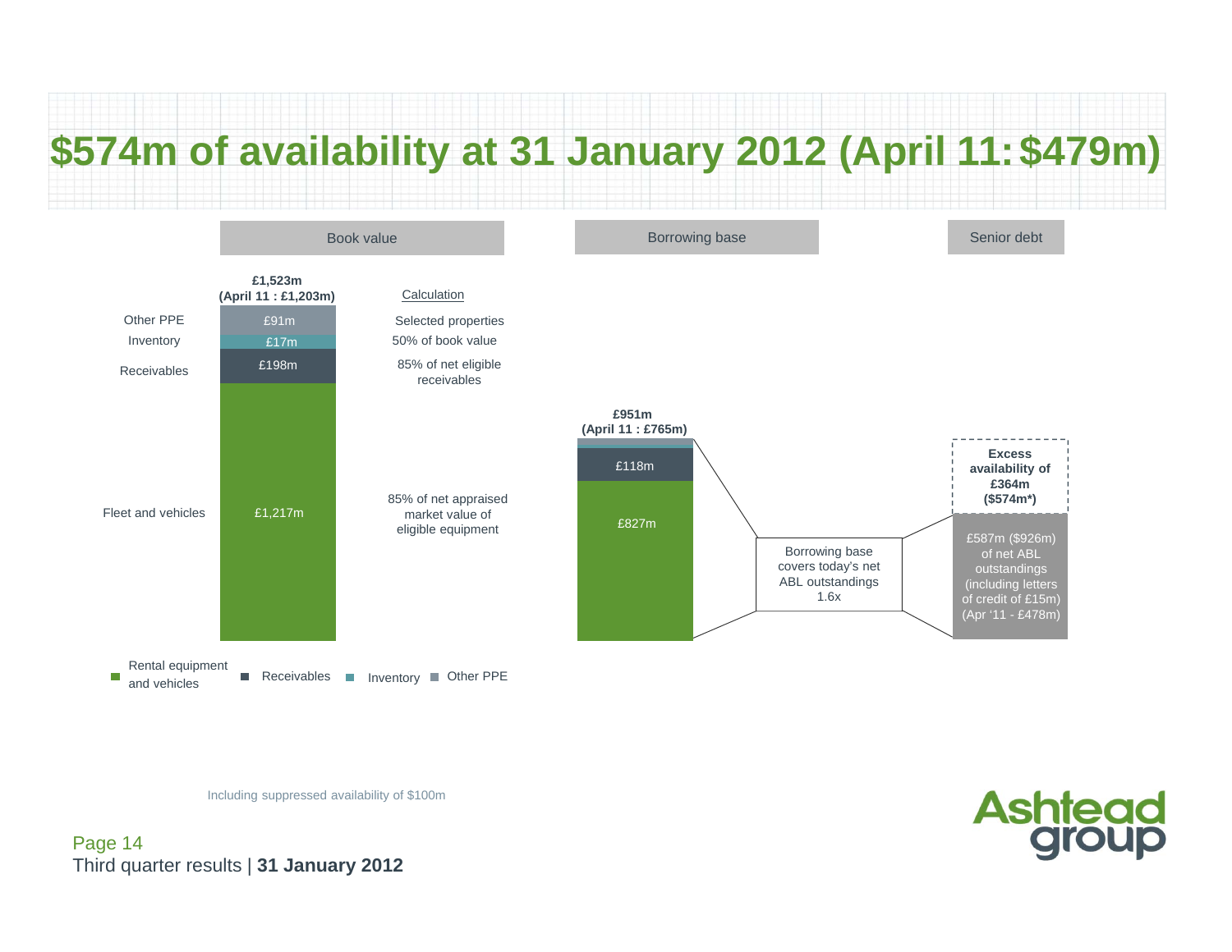# $574m of availability at 31 January 2012 (April 11: $479m)

Book value

Borrowing base

Senior debt

£1,523m
(April 11 : £1,203m)

Calculation

Other PPE — £91m — Selected properties

Inventory — £17m — 50% of book value

Receivables — £198m — 85% of net eligible receivables

Fleet and vehicles — £1,217m — 85% of net appraised market value of eligible equipment

£951m
(April 11 : £765m)

£118m

£827m

Borrowing base covers today's net ABL outstandings 1.6x

**Excess availability of £364m ($574m*)**

£587m ($926m) of net ABL outstandings (including letters of credit of £15m) (Apr '11 - £478m)

Rental equipment and vehicles ■ Receivables ■ Inventory ■ Other PPE

Including suppressed availability of $100m

Third quarter results | **31 January 2012**